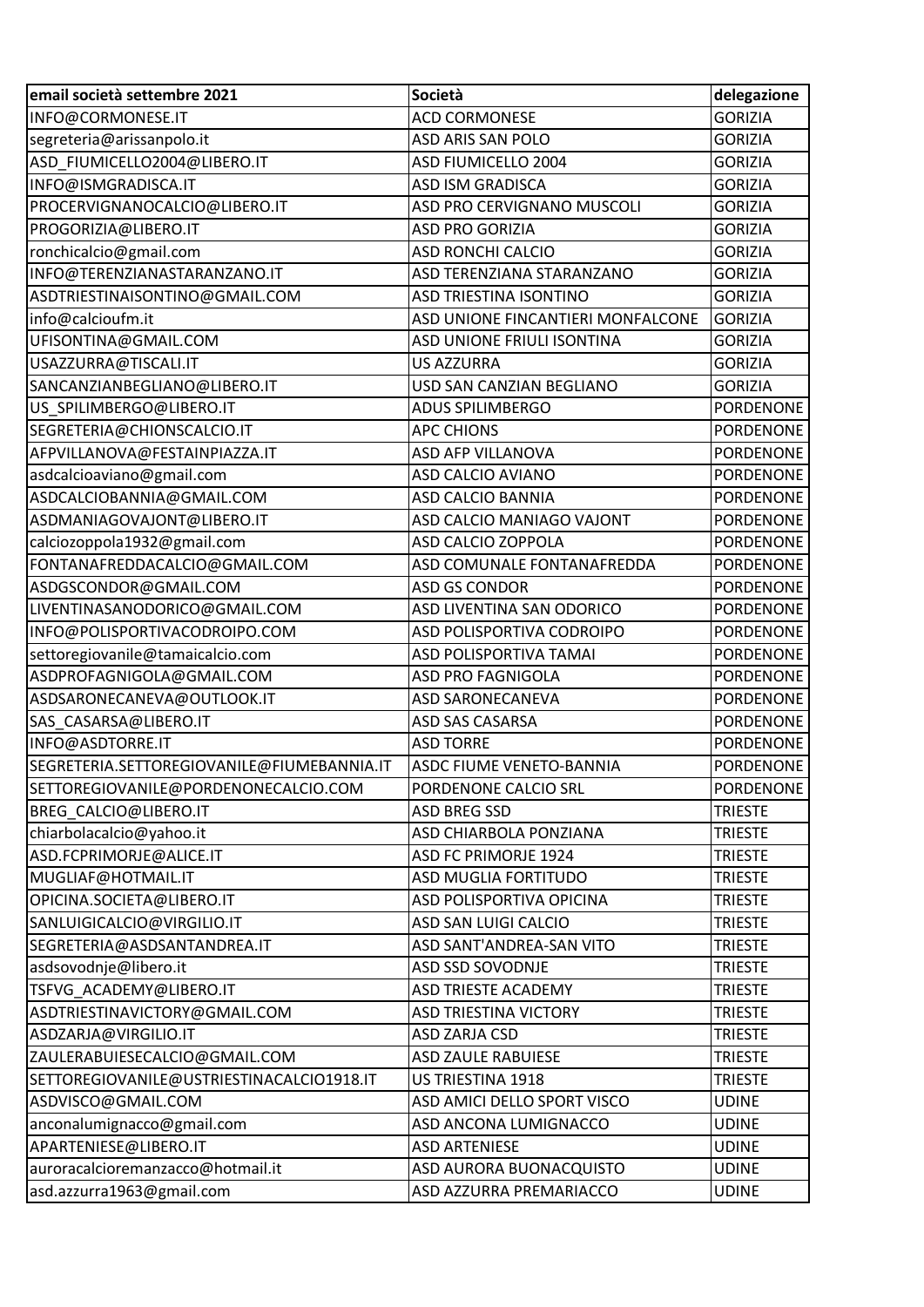| email società settembre 2021 | Società | delegazione |
| --- | --- | --- |
| INFO@CORMONESE.IT | ACD CORMONESE | GORIZIA |
| segreteria@arissanpolo.it | ASD ARIS SAN POLO | GORIZIA |
| ASD_FIUMICELLO2004@LIBERO.IT | ASD FIUMICELLO 2004 | GORIZIA |
| INFO@ISMGRADISCA.IT | ASD ISM GRADISCA | GORIZIA |
| PROCERVIGNANOCALCIO@LIBERO.IT | ASD PRO CERVIGNANO MUSCOLI | GORIZIA |
| PROGORIZIA@LIBERO.IT | ASD PRO GORIZIA | GORIZIA |
| ronchicalcio@gmail.com | ASD RONCHI CALCIO | GORIZIA |
| INFO@TERENZIANASTARANZANO.IT | ASD TERENZIANA STARANZANO | GORIZIA |
| ASDTRIESTINAISONTINO@GMAIL.COM | ASD TRIESTINA ISONTINO | GORIZIA |
| info@calcioufm.it | ASD UNIONE FINCANTIERI MONFALCONE | GORIZIA |
| UFISONTINA@GMAIL.COM | ASD UNIONE FRIULI ISONTINA | GORIZIA |
| USAZZURRA@TISCALI.IT | US AZZURRA | GORIZIA |
| SANCANZIANBEGLIANO@LIBERO.IT | USD SAN CANZIAN BEGLIANO | GORIZIA |
| US_SPILIMBERGO@LIBERO.IT | ADUS SPILIMBERGO | PORDENONE |
| SEGRETERIA@CHIONSCALCIO.IT | APC CHIONS | PORDENONE |
| AFPVILLANOVA@FESTAINPIAZZA.IT | ASD AFP VILLANOVA | PORDENONE |
| asdcalcioaviano@gmail.com | ASD CALCIO AVIANO | PORDENONE |
| ASDCALCIOBANNIA@GMAIL.COM | ASD CALCIO BANNIA | PORDENONE |
| ASDMANIAGOVAJONT@LIBERO.IT | ASD CALCIO MANIAGO VAJONT | PORDENONE |
| calciozoppola1932@gmail.com | ASD CALCIO ZOPPOLA | PORDENONE |
| FONTANAFREDDACALCIO@GMAIL.COM | ASD COMUNALE FONTANAFREDDA | PORDENONE |
| ASDGSCONDOR@GMAIL.COM | ASD GS CONDOR | PORDENONE |
| LIVENTINASANODORICO@GMAIL.COM | ASD LIVENTINA SAN ODORICO | PORDENONE |
| INFO@POLISPORTIVACODROIPO.COM | ASD POLISPORTIVA CODROIPO | PORDENONE |
| settoregiovanile@tamaicalcio.com | ASD POLISPORTIVA TAMAI | PORDENONE |
| ASDPROFAGNIGOLA@GMAIL.COM | ASD PRO FAGNIGOLA | PORDENONE |
| ASDSARONECANEVA@OUTLOOK.IT | ASD SARONECANEVA | PORDENONE |
| SAS_CASARSA@LIBERO.IT | ASD SAS CASARSA | PORDENONE |
| INFO@ASDTORRE.IT | ASD TORRE | PORDENONE |
| SEGRETERIA.SETTOREGIOVANILE@FIUMEBANNIA.IT | ASDC FIUME VENETO-BANNIA | PORDENONE |
| SETTOREGIOVANILE@PORDENONECALCIO.COM | PORDENONE CALCIO SRL | PORDENONE |
| BREG_CALCIO@LIBERO.IT | ASD BREG SSD | TRIESTE |
| chiarbolacalcio@yahoo.it | ASD CHIARBOLA PONZIANA | TRIESTE |
| ASD.FCPRIMORJE@ALICE.IT | ASD FC PRIMORJE 1924 | TRIESTE |
| MUGLIAF@HOTMAIL.IT | ASD MUGLIA FORTITUDO | TRIESTE |
| OPICINA.SOCIETA@LIBERO.IT | ASD POLISPORTIVA OPICINA | TRIESTE |
| SANLUIGICALCIO@VIRGILIO.IT | ASD SAN LUIGI CALCIO | TRIESTE |
| SEGRETERIA@ASDSANTANDREA.IT | ASD SANT'ANDREA-SAN VITO | TRIESTE |
| asdsovodnje@libero.it | ASD SSD SOVODNJE | TRIESTE |
| TSFVG_ACADEMY@LIBERO.IT | ASD TRIESTE ACADEMY | TRIESTE |
| ASDTRIESTINAVICTORY@GMAIL.COM | ASD TRIESTINA VICTORY | TRIESTE |
| ASDZARJA@VIRGILIO.IT | ASD ZARJA CSD | TRIESTE |
| ZAULERABUIESECALCIO@GMAIL.COM | ASD ZAULE RABUIESE | TRIESTE |
| SETTOREGIOVANILE@USTRIESTINACALCIO1918.IT | US TRIESTINA 1918 | TRIESTE |
| ASDVISCO@GMAIL.COM | ASD AMICI DELLO SPORT VISCO | UDINE |
| anconalumignacco@gmail.com | ASD ANCONA LUMIGNACCO | UDINE |
| APARTENIESE@LIBERO.IT | ASD ARTENIESE | UDINE |
| auroracalcioremanzacco@hotmail.it | ASD AURORA BUONACQUISTO | UDINE |
| asd.azzurra1963@gmail.com | ASD AZZURRA PREMARIACCO | UDINE |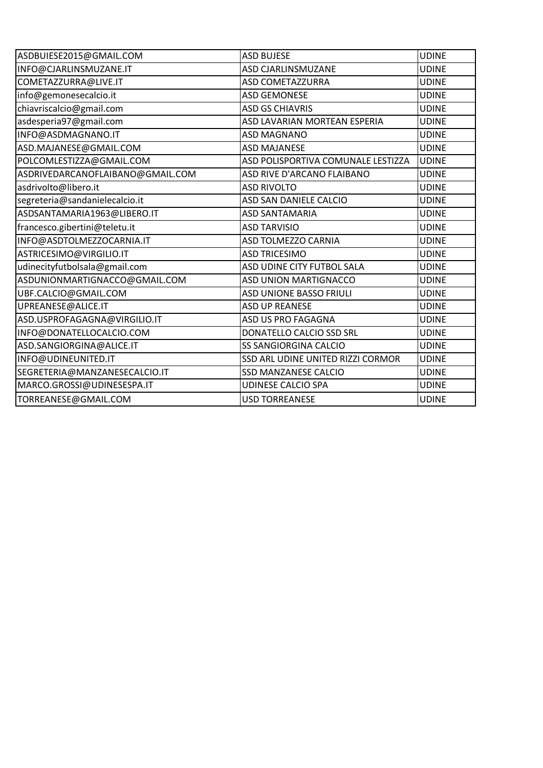| | | |
|---|---|---|
| ASDBUIESE2015@GMAIL.COM | ASD BUJESE | UDINE |
| INFO@CJARLINSMUZANE.IT | ASD CJARLINSMUZANE | UDINE |
| COMETAZZURRA@LIVE.IT | ASD COMETAZZURRA | UDINE |
| info@gemonesecalcio.it | ASD GEMONESE | UDINE |
| chiavriscalcio@gmail.com | ASD GS CHIAVRIS | UDINE |
| asdesperia97@gmail.com | ASD LAVARIAN MORTEAN ESPERIA | UDINE |
| INFO@ASDMAGNANO.IT | ASD MAGNANO | UDINE |
| ASD.MAJANESE@GMAIL.COM | ASD MAJANESE | UDINE |
| POLCOMLESTIZZA@GMAIL.COM | ASD POLISPORTIVA COMUNALE LESTIZZA | UDINE |
| ASDRIVEDARCANOFLAIBANO@GMAIL.COM | ASD RIVE D'ARCANO FLAIBANO | UDINE |
| asdrivolto@libero.it | ASD RIVOLTO | UDINE |
| segreteria@sandanielecalcio.it | ASD SAN DANIELE CALCIO | UDINE |
| ASDSANTAMARIA1963@LIBERO.IT | ASD SANTAMARIA | UDINE |
| francesco.gibertini@teletu.it | ASD TARVISIO | UDINE |
| INFO@ASDTOLMEZZOCARNIA.IT | ASD TOLMEZZO CARNIA | UDINE |
| ASTRICESIMO@VIRGILIO.IT | ASD TRICESIMO | UDINE |
| udinecityfutbolsala@gmail.com | ASD UDINE CITY FUTBOL SALA | UDINE |
| ASDUNIONMARTIGNACCO@GMAIL.COM | ASD UNION MARTIGNACCO | UDINE |
| UBF.CALCIO@GMAIL.COM | ASD UNIONE BASSO FRIULI | UDINE |
| UPREANESE@ALICE.IT | ASD UP REANESE | UDINE |
| ASD.USPROFAGAGNA@VIRGILIO.IT | ASD US PRO FAGAGNA | UDINE |
| INFO@DONATELLOCALCIO.COM | DONATELLO CALCIO SSD SRL | UDINE |
| ASD.SANGIORGINA@ALICE.IT | SS SANGIORGINA CALCIO | UDINE |
| INFO@UDINEUNITED.IT | SSD ARL UDINE UNITED RIZZI CORMOR | UDINE |
| SEGRETERIA@MANZANESECALCIO.IT | SSD MANZANESE CALCIO | UDINE |
| MARCO.GROSSI@UDINESESPA.IT | UDINESE CALCIO SPA | UDINE |
| TORREANESE@GMAIL.COM | USD TORREANESE | UDINE |